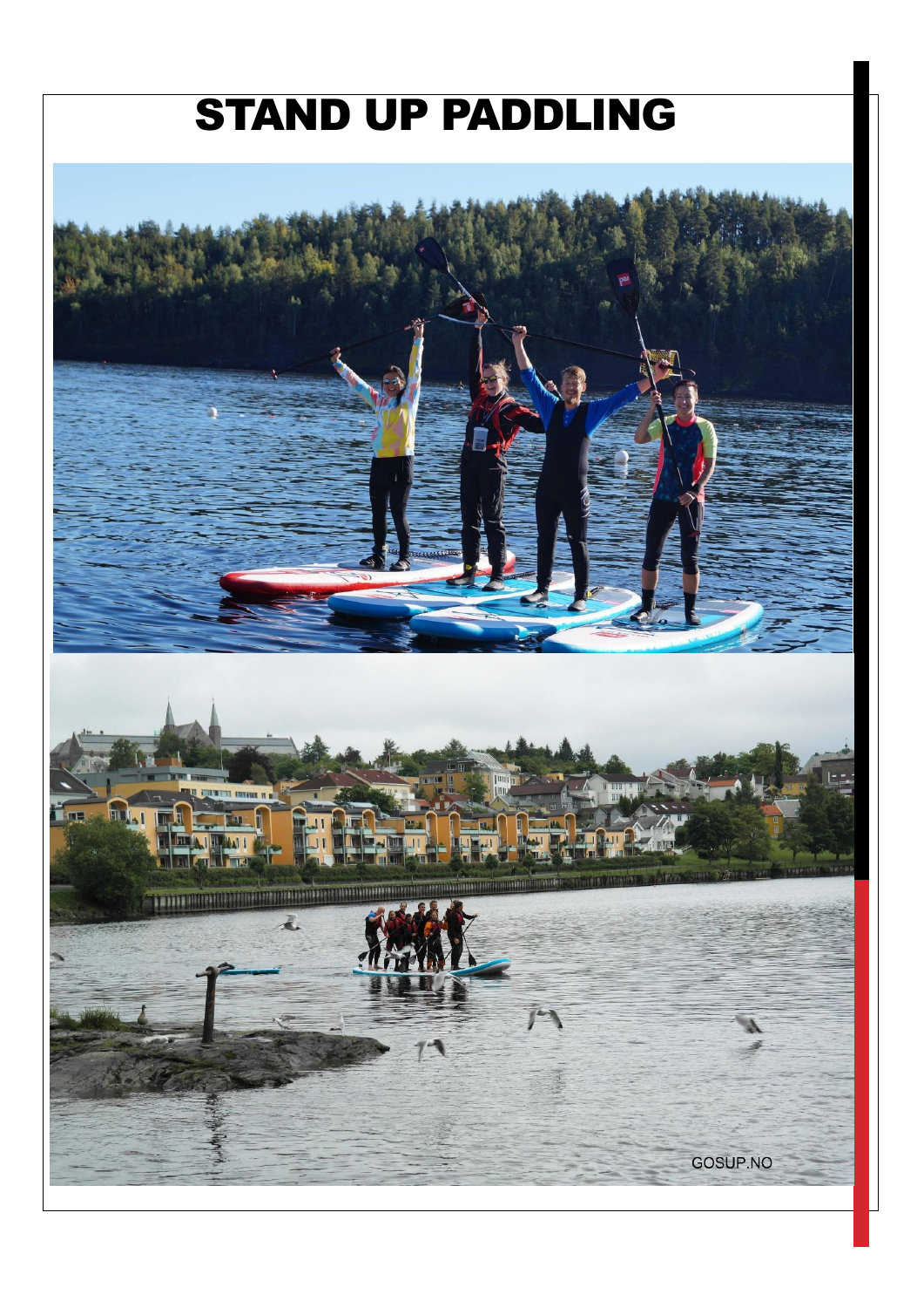# STAND UP PADDLING

GOSUP.NO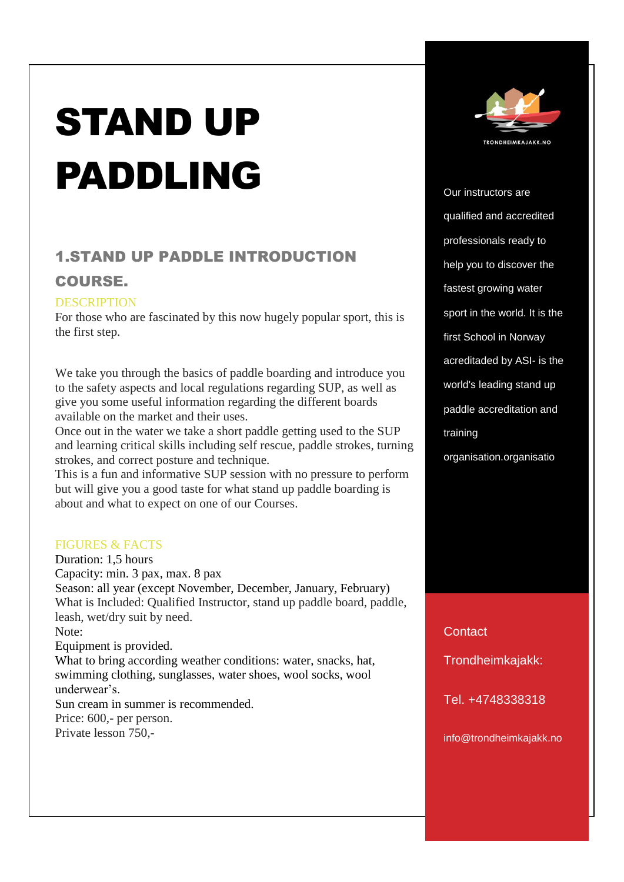# STAND UP PADDLING

## 1.STAND UP PADDLE INTRODUCTION COURSE.

DESCRIPTION

For those who are fascinated by this now hugely popular sport, this is the first step.

We take you through the basics of paddle boarding and introduce you to the safety aspects and local regulations regarding SUP, as well as give you some useful information regarding the different boards available on the market and their uses.

Once out in the water we take a short paddle getting used to the SUP and learning critical skills including self rescue, paddle strokes, turning strokes, and correct posture and technique.

This is a fun and informative SUP session with no pressure to perform but will give you a good taste for what stand up paddle boarding is about and what to expect on one of our Courses.

FIGURES & FACTS

Duration: 1,5 hours

Capacity: min. 3 pax, max. 8 pax

Season: all year (except November, December, January, February)

What is Included: Qualified Instructor, stand up paddle board, paddle, leash, wet/dry suit by need.

Note:

Equipment is provided.

What to bring according weather conditions: water, snacks, hat, swimming clothing, sunglasses, water shoes, wool socks, wool underwear's.

Sun cream in summer is recommended.

Price: 600,- per person.

Private lesson 750,-

TRONDHEIMKAJAKK.NO

Our instructors are qualified and accredited professionals ready to help you to discover the fastest growing water sport in the world. It is the first School in Norway acreditaded by ASI- is the world's leading stand up paddle accreditation and training organisation.organisatio

Contact Trondheimkajakk:

Tel. +4748338318

info@trondheimkajakk.no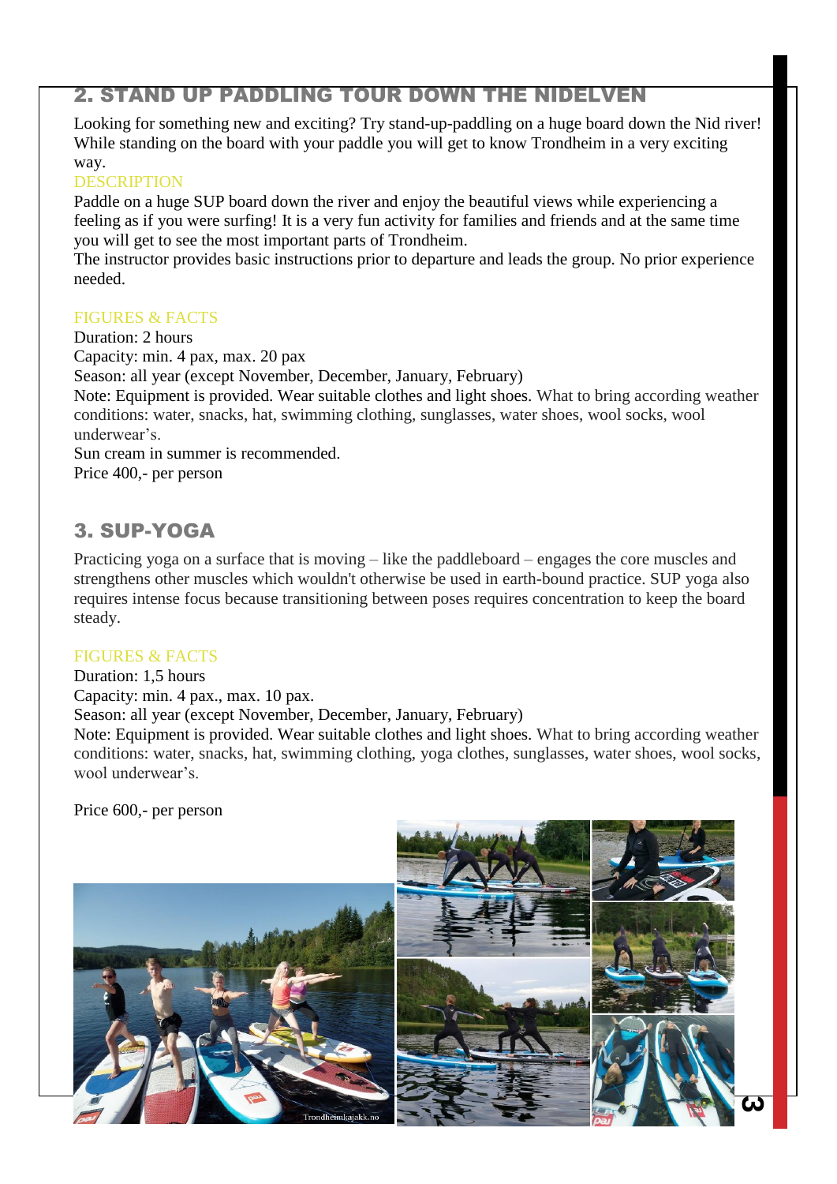## 2. STAND UP PADDLING TOUR DOWN THE NIDELVEN

Looking for something new and exciting? Try stand-up-paddling on a huge board down the Nid river! While standing on the board with your paddle you will get to know Trondheim in a very exciting way.

DESCRIPTION

Paddle on a huge SUP board down the river and enjoy the beautiful views while experiencing a feeling as if you were surfing! It is a very fun activity for families and friends and at the same time you will get to see the most important parts of Trondheim.

The instructor provides basic instructions prior to departure and leads the group. No prior experience needed.

FIGURES & FACTS

Duration: 2 hours
Capacity: min. 4 pax, max. 20 pax
Season: all year (except November, December, January, February)
Note: Equipment is provided. Wear suitable clothes and light shoes. What to bring according weather conditions: water, snacks, hat, swimming clothing, sunglasses, water shoes, wool socks, wool underwear's.
Sun cream in summer is recommended.
Price 400,- per person

## 3. SUP-YOGA

Practicing yoga on a surface that is moving – like the paddleboard – engages the core muscles and strengthens other muscles which wouldn't otherwise be used in earth-bound practice. SUP yoga also requires intense focus because transitioning between poses requires concentration to keep the board steady.

FIGURES & FACTS

Duration: 1,5 hours
Capacity: min. 4 pax., max. 10 pax.
Season: all year (except November, December, January, February)
Note: Equipment is provided. Wear suitable clothes and light shoes. What to bring according weather conditions: water, snacks, hat, swimming clothing, yoga clothes, sunglasses, water shoes, wool socks, wool underwear's.

Price 600,- per person